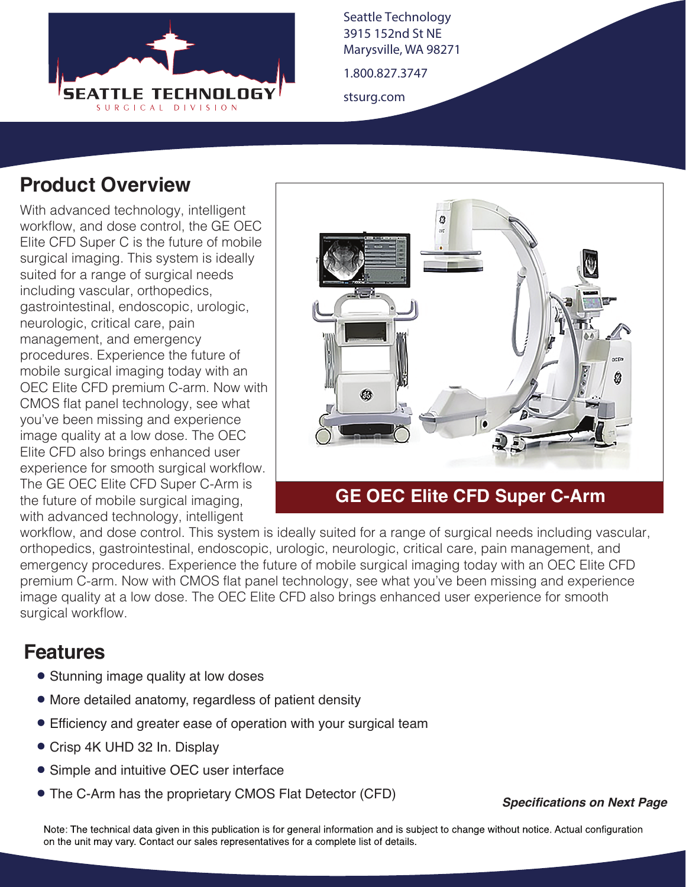Seattle Technology
3915 152nd St NE
Marysville, WA 98271

1.800.827.3747

stsurg.com

## Product Overview

With advanced technology, intelligent workflow, and dose control, the GE OEC Elite CFD Super C is the future of mobile surgical imaging. This system is ideally suited for a range of surgical needs including vascular, orthopedics, gastrointestinal, endoscopic, urologic, neurologic, critical care, pain management, and emergency procedures. Experience the future of mobile surgical imaging today with an OEC Elite CFD premium C-arm. Now with CMOS flat panel technology, see what you've been missing and experience image quality at a low dose. The OEC Elite CFD also brings enhanced user experience for smooth surgical workflow. The GE OEC Elite CFD Super C-Arm is the future of mobile surgical imaging, with advanced technology, intelligent workflow, and dose control. This system is ideally suited for a range of surgical needs including vascular, orthopedics, gastrointestinal, endoscopic, urologic, neurologic, critical care, pain management, and emergency procedures. Experience the future of mobile surgical imaging today with an OEC Elite CFD premium C-arm. Now with CMOS flat panel technology, see what you've been missing and experience image quality at a low dose. The OEC Elite CFD also brings enhanced user experience for smooth surgical workflow.

**GE OEC Elite CFD Super C-Arm**

## Features

- Stunning image quality at low doses
- More detailed anatomy, regardless of patient density
- Efficiency and greater ease of operation with your surgical team
- Crisp 4K UHD 32 In. Display
- Simple and intuitive OEC user interface
- The C-Arm has the proprietary CMOS Flat Detector (CFD)

***Specifications on Next Page***

Note: The technical data given in this publication is for general information and is subject to change without notice. Actual configuration on the unit may vary. Contact our sales representatives for a complete list of details.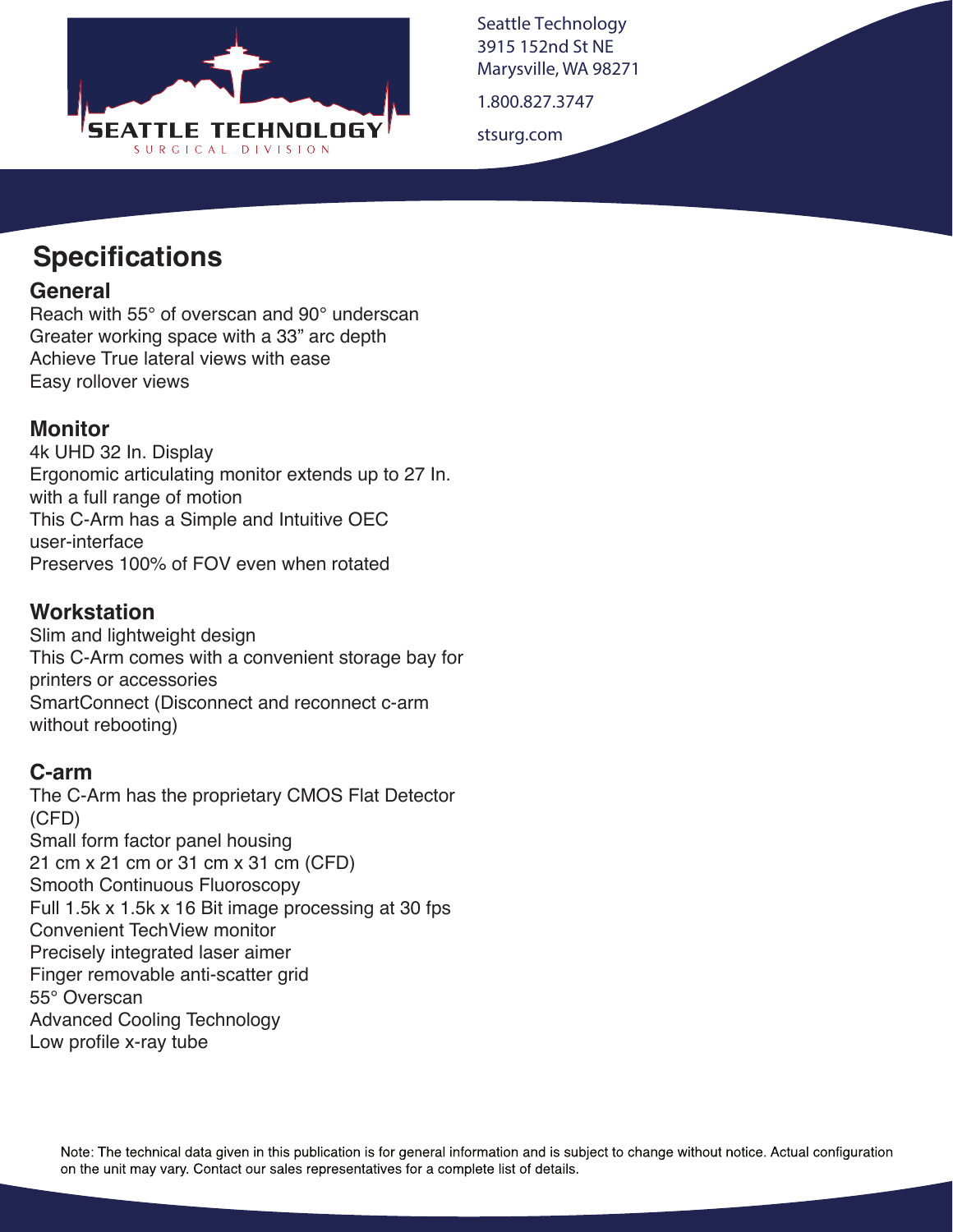Seattle Technology
3915 152nd St NE
Marysville, WA 98271

1.800.827.3747

stsurg.com

# Specifications

## General

Reach with 55° of overscan and 90° underscan
Greater working space with a 33” arc depth
Achieve True lateral views with ease
Easy rollover views

## Monitor

4k UHD 32 In. Display
Ergonomic articulating monitor extends up to 27 In. with a full range of motion
This C-Arm has a Simple and Intuitive OEC user-interface
Preserves 100% of FOV even when rotated

## Workstation

Slim and lightweight design
This C-Arm comes with a convenient storage bay for printers or accessories
SmartConnect (Disconnect and reconnect c-arm without rebooting)

## C-arm

The C-Arm has the proprietary CMOS Flat Detector (CFD)
Small form factor panel housing
21 cm x 21 cm or 31 cm x 31 cm (CFD)
Smooth Continuous Fluoroscopy
Full 1.5k x 1.5k x 16 Bit image processing at 30 fps
Convenient TechView monitor
Precisely integrated laser aimer
Finger removable anti-scatter grid
55° Overscan
Advanced Cooling Technology
Low profile x-ray tube

Note: The technical data given in this publication is for general information and is subject to change without notice. Actual configuration on the unit may vary. Contact our sales representatives for a complete list of details.